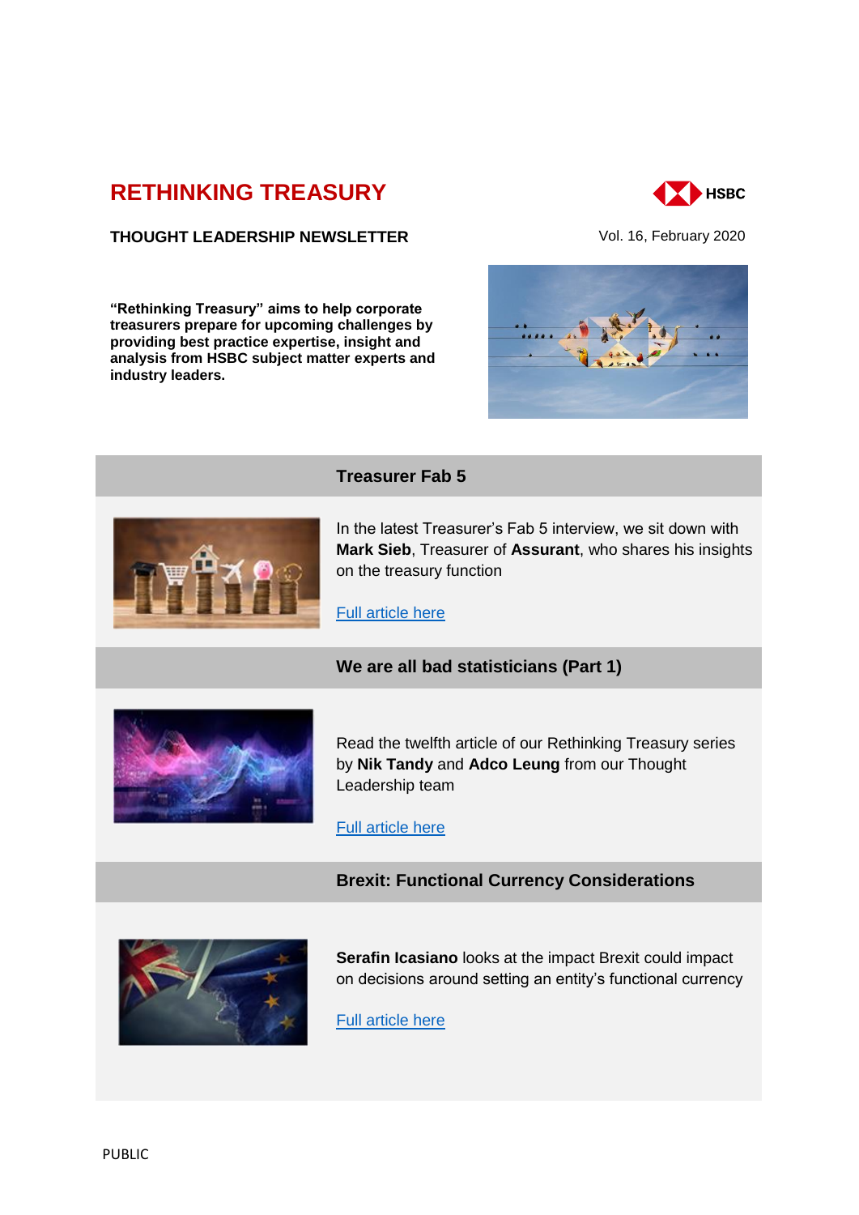# RETHINKING TREASURY

HSBC

**THOUGHT LEADERSHIP NEWSLETTER**

Vol. 16, February 2020

**"Rethinking Treasury" aims to help corporate treasurers prepare for upcoming challenges by providing best practice expertise, insight and analysis from HSBC subject matter experts and industry leaders.**

## Treasurer Fab 5

In the latest Treasurer's Fab 5 interview, we sit down with **Mark Sieb**, Treasurer of **Assurant**, who shares his insights on the treasury function

Full article here

## We are all bad statisticians (Part 1)

Read the twelfth article of our Rethinking Treasury series by **Nik Tandy** and **Adco Leung** from our Thought Leadership team

Full article here

## Brexit: Functional Currency Considerations

**Serafin Icasiano** looks at the impact Brexit could impact on decisions around setting an entity's functional currency

Full article here

PUBLIC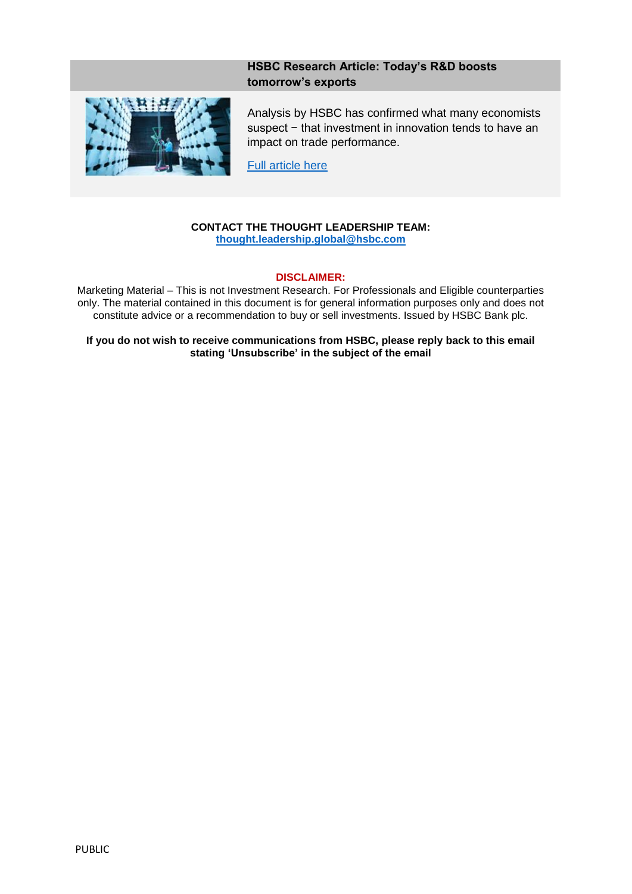**HSBC Research Article: Today's R&D boosts tomorrow's exports**

Analysis by HSBC has confirmed what many economists suspect − that investment in innovation tends to have an impact on trade performance.

Full article here

**CONTACT THE THOUGHT LEADERSHIP TEAM:**
**thought.leadership.global@hsbc.com**

**DISCLAIMER:**

Marketing Material – This is not Investment Research. For Professionals and Eligible counterparties only. The material contained in this document is for general information purposes only and does not constitute advice or a recommendation to buy or sell investments. Issued by HSBC Bank plc.

**If you do not wish to receive communications from HSBC, please reply back to this email stating 'Unsubscribe' in the subject of the email**

PUBLIC